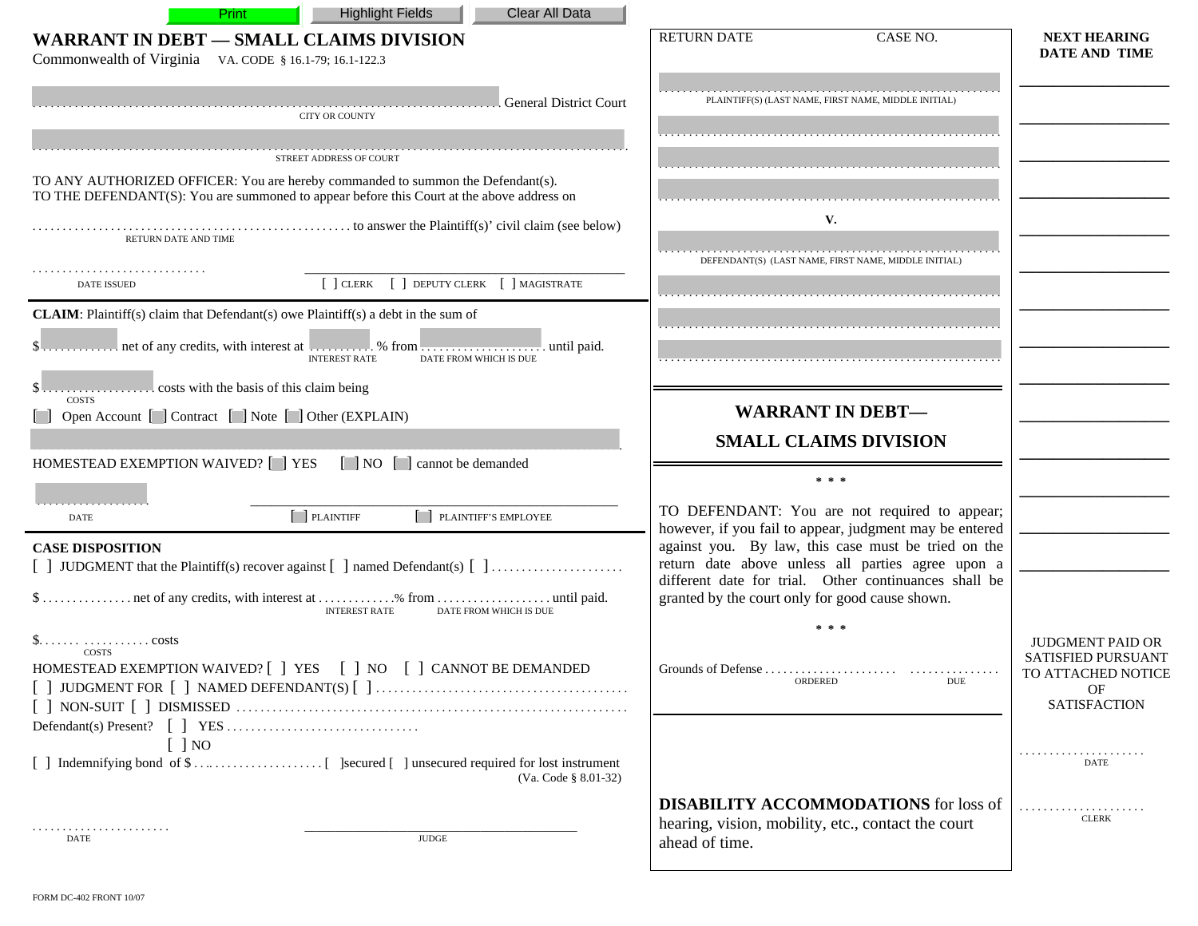Print | Highlight Fields | Clear All Data

# WARRANT IN DEBT — SMALL CLAIMS DIVISION

Commonwealth of Virginia  VA. CODE § 16.1-79; 16.1-122.3

.................................................................. General District Court
CITY OR COUNTY

..................................................................
STREET ADDRESS OF COURT

TO ANY AUTHORIZED OFFICER: You are hereby commanded to summon the Defendant(s).
TO THE DEFENDANT(S): You are summoned to appear before this Court at the above address on

..................................................... to answer the Plaintiff(s)' civil claim (see below)
RETURN DATE AND TIME

.............................
DATE ISSUED

[ ] CLERK [ ] DEPUTY CLERK [ ] MAGISTRATE

**CLAIM**: Plaintiff(s) claim that Defendant(s) owe Plaintiff(s) a debt in the sum of

$............. net of any credits, with interest at ........... % from ..................... until paid.
INTEREST RATE — DATE FROM WHICH IS DUE

$................... costs with the basis of this claim being
COSTS

[ ] Open Account [ ] Contract [ ] Note [ ] Other (EXPLAIN)

..................................................................

HOMESTEAD EXEMPTION WAIVED? [ ] YES [ ] NO [ ] cannot be demanded

....................
DATE

[ ] PLAINTIFF [ ] PLAINTIFF'S EMPLOYEE

**CASE DISPOSITION**

[ ] JUDGMENT that the Plaintiff(s) recover against [ ] named Defendant(s) [ ] ......................

$............... net of any credits, with interest at ............% from ................... until paid.
INTEREST RATE — DATE FROM WHICH IS DUE

$...... ........... costs
COSTS

HOMESTEAD EXEMPTION WAIVED? [ ] YES [ ] NO [ ] CANNOT BE DEMANDED

[ ] JUDGMENT FOR [ ] NAMED DEFENDANT(S) [ ] .........................................

[ ] NON-SUIT [ ] DISMISSED ...............................................................

Defendant(s) Present? [ ] YES ...............................
[ ] NO

[ ] Indemnifying bond of $....................... [ ]secured [ ] unsecured required for lost instrument
(Va. Code § 8.01-32)

.......................
DATE

JUDGE

FORM DC-402 FRONT 10/07

---

RETURN DATE  CASE NO.

..................................................................
PLAINTIFF(S) (LAST NAME, FIRST NAME, MIDDLE INITIAL)

..................................................................

..................................................................

..................................................................

**V.**

..................................................................
DEFENDANT(S) (LAST NAME, FIRST NAME, MIDDLE INITIAL)

..................................................................

..................................................................

..................................................................

## WARRANT IN DEBT— SMALL CLAIMS DIVISION

\* \* \*

TO DEFENDANT: You are not required to appear; however, if you fail to appear, judgment may be entered against you. By law, this case must be tried on the return date above unless all parties agree upon a different date for trial. Other continuances shall be granted by the court only for good cause shown.

\* \* \*

Grounds of Defense ...................... ...............
ORDERED — DUE

**DISABILITY ACCOMMODATIONS** for loss of hearing, vision, mobility, etc., contact the court ahead of time.

---

**NEXT HEARING DATE AND TIME**

JUDGMENT PAID OR SATISFIED PURSUANT TO ATTACHED NOTICE OF SATISFACTION

.....................
DATE

.....................
CLERK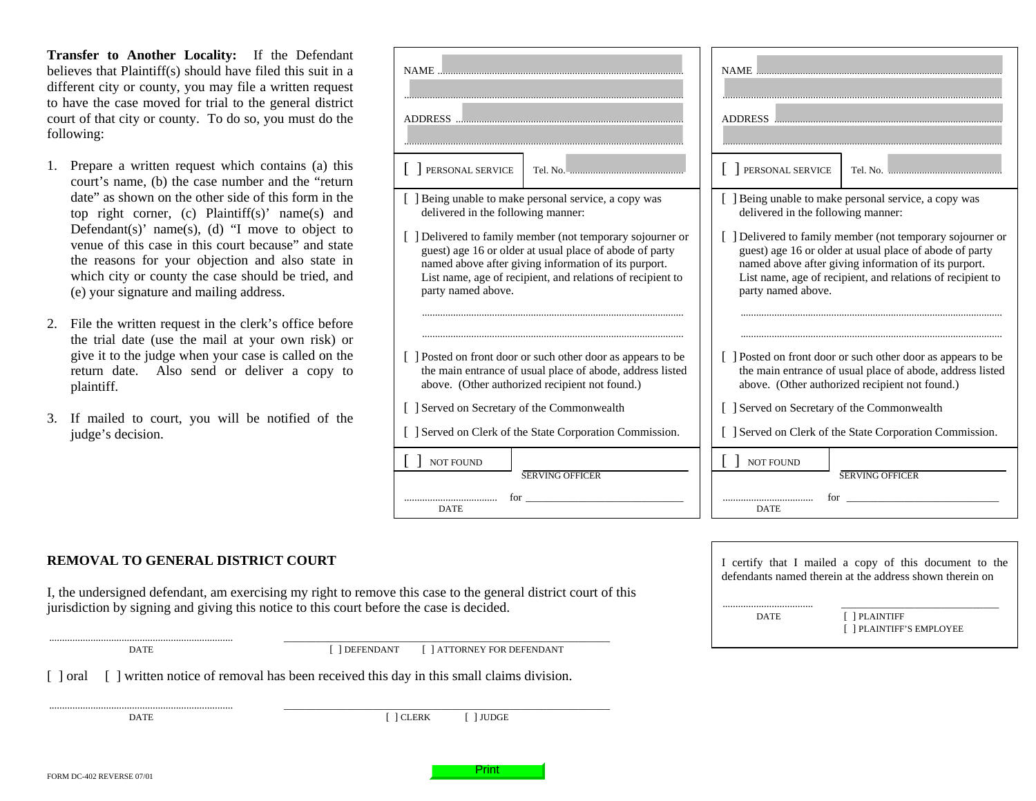**Transfer to Another Locality:** If the Defendant believes that Plaintiff(s) should have filed this suit in a different city or county, you may file a written request to have the case moved for trial to the general district court of that city or county. To do so, you must do the following:

1. Prepare a written request which contains (a) this court's name, (b) the case number and the "return date" as shown on the other side of this form in the top right corner, (c) Plaintiff(s)' name(s) and Defendant(s)' name(s), (d) "I move to object to venue of this case in this court because" and state the reasons for your objection and also state in which city or county the case should be tried, and (e) your signature and mailing address.

2. File the written request in the clerk's office before the trial date (use the mail at your own risk) or give it to the judge when your case is called on the return date. Also send or deliver a copy to plaintiff.

3. If mailed to court, you will be notified of the judge's decision.

NAME ..............................................................................................

.......................................................................................................

ADDRESS ........................................................................................

.......................................................................................................

[ ] PERSONAL SERVICE Tel. No. ..........................................

[ ] Being unable to make personal service, a copy was delivered in the following manner:

[ ] Delivered to family member (not temporary sojourner or guest) age 16 or older at usual place of abode of party named above after giving information of its purport. List name, age of recipient, and relations of recipient to party named above.

.......................................................................................................

.......................................................................................................

[ ] Posted on front door or such other door as appears to be the main entrance of usual place of abode, address listed above. (Other authorized recipient not found.)

[ ] Served on Secretary of the Commonwealth

[ ] Served on Clerk of the State Corporation Commission.

[ ] NOT FOUND

_______________________________
SERVING OFFICER

.................................... for _______________________________
DATE

NAME ..............................................................................................

.......................................................................................................

ADDRESS ........................................................................................

.......................................................................................................

[ ] PERSONAL SERVICE Tel. No. ..........................................

[ ] Being unable to make personal service, a copy was delivered in the following manner:

[ ] Delivered to family member (not temporary sojourner or guest) age 16 or older at usual place of abode of party named above after giving information of its purport. List name, age of recipient, and relations of recipient to party named above.

.......................................................................................................

.......................................................................................................

[ ] Posted on front door or such other door as appears to be the main entrance of usual place of abode, address listed above. (Other authorized recipient not found.)

[ ] Served on Secretary of the Commonwealth

[ ] Served on Clerk of the State Corporation Commission.

[ ] NOT FOUND

_______________________________
SERVING OFFICER

.................................... for _______________________________
DATE

## REMOVAL TO GENERAL DISTRICT COURT

I, the undersigned defendant, am exercising my right to remove this case to the general district court of this jurisdiction by signing and giving this notice to this court before the case is decided.

...................................................................... _______________________________________________
DATE [ ] DEFENDANT [ ] ATTORNEY FOR DEFENDANT

[ ] oral [ ] written notice of removal has been received this day in this small claims division.

...................................................................... _______________________________________________
DATE [ ] CLERK [ ] JUDGE

I certify that I mailed a copy of this document to the defendants named therein at the address shown therein on

.................................... _______________________________
DATE [ ] PLAINTIFF
[ ] PLAINTIFF'S EMPLOYEE

FORM DC-402 REVERSE 07/01

Print